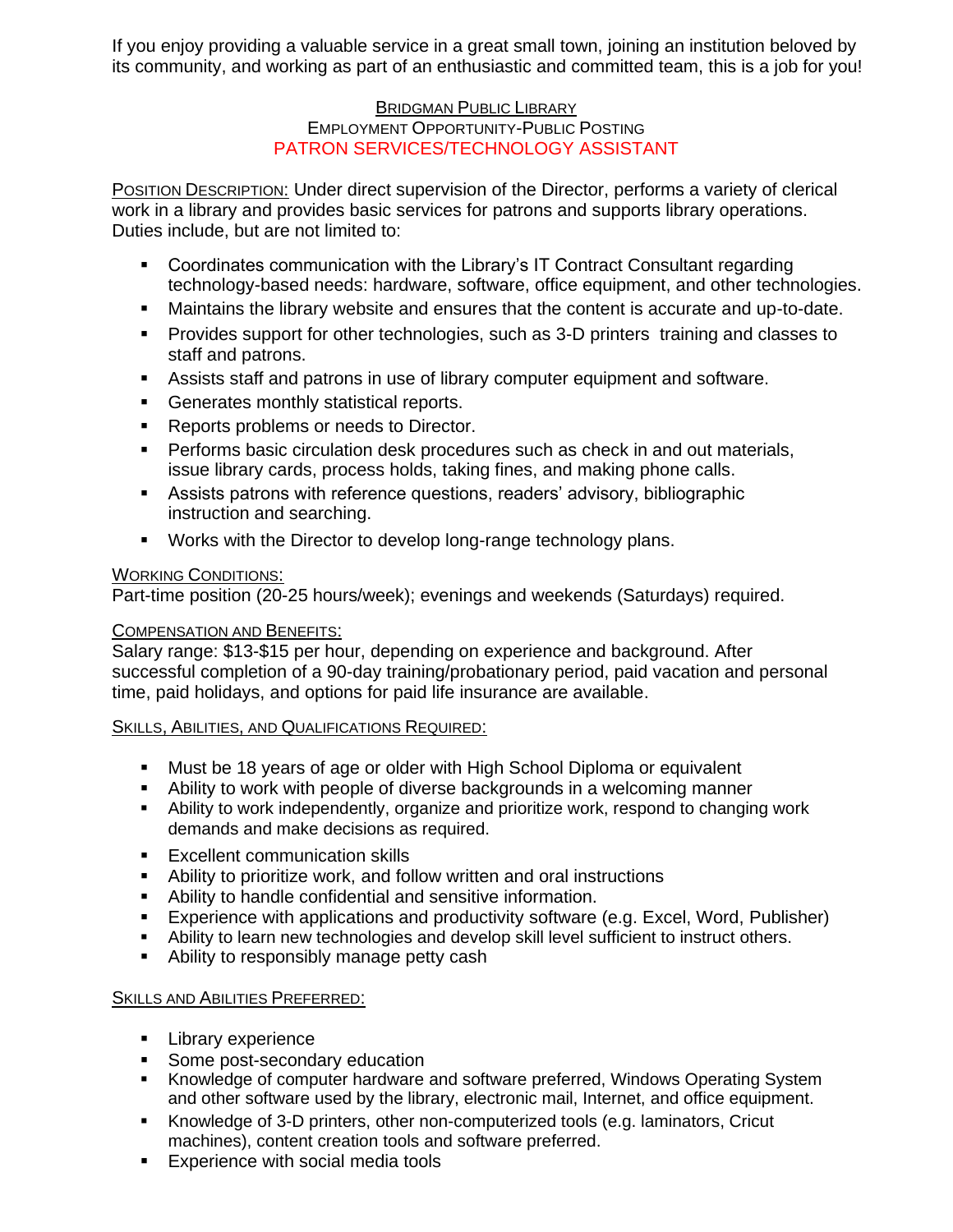If you enjoy providing a valuable service in a great small town, joining an institution beloved by its community, and working as part of an enthusiastic and committed team, this is a job for you!

## BRIDGMAN PUBLIC LIBRARY
### EMPLOYMENT OPPORTUNITY-PUBLIC POSTING
### PATRON SERVICES/TECHNOLOGY ASSISTANT

POSITION DESCRIPTION: Under direct supervision of the Director, performs a variety of clerical work in a library and provides basic services for patrons and supports library operations. Duties include, but are not limited to:

- Coordinates communication with the Library's IT Contract Consultant regarding technology-based needs: hardware, software, office equipment, and other technologies.
- Maintains the library website and ensures that the content is accurate and up-to-date.
- Provides support for other technologies, such as 3-D printers training and classes to staff and patrons.
- Assists staff and patrons in use of library computer equipment and software.
- Generates monthly statistical reports.
- Reports problems or needs to Director.
- Performs basic circulation desk procedures such as check in and out materials, issue library cards, process holds, taking fines, and making phone calls.
- Assists patrons with reference questions, readers' advisory, bibliographic instruction and searching.
- Works with the Director to develop long-range technology plans.

WORKING CONDITIONS:
Part-time position (20-25 hours/week); evenings and weekends (Saturdays) required.

COMPENSATION AND BENEFITS:
Salary range: $13-$15 per hour, depending on experience and background. After successful completion of a 90-day training/probationary period, paid vacation and personal time, paid holidays, and options for paid life insurance are available.

SKILLS, ABILITIES, AND QUALIFICATIONS REQUIRED:

- Must be 18 years of age or older with High School Diploma or equivalent
- Ability to work with people of diverse backgrounds in a welcoming manner
- Ability to work independently, organize and prioritize work, respond to changing work demands and make decisions as required.
- Excellent communication skills
- Ability to prioritize work, and follow written and oral instructions
- Ability to handle confidential and sensitive information.
- Experience with applications and productivity software (e.g. Excel, Word, Publisher)
- Ability to learn new technologies and develop skill level sufficient to instruct others.
- Ability to responsibly manage petty cash

SKILLS AND ABILITIES PREFERRED:

- Library experience
- Some post-secondary education
- Knowledge of computer hardware and software preferred, Windows Operating System and other software used by the library, electronic mail, Internet, and office equipment.
- Knowledge of 3-D printers, other non-computerized tools (e.g. laminators, Cricut machines), content creation tools and software preferred.
- Experience with social media tools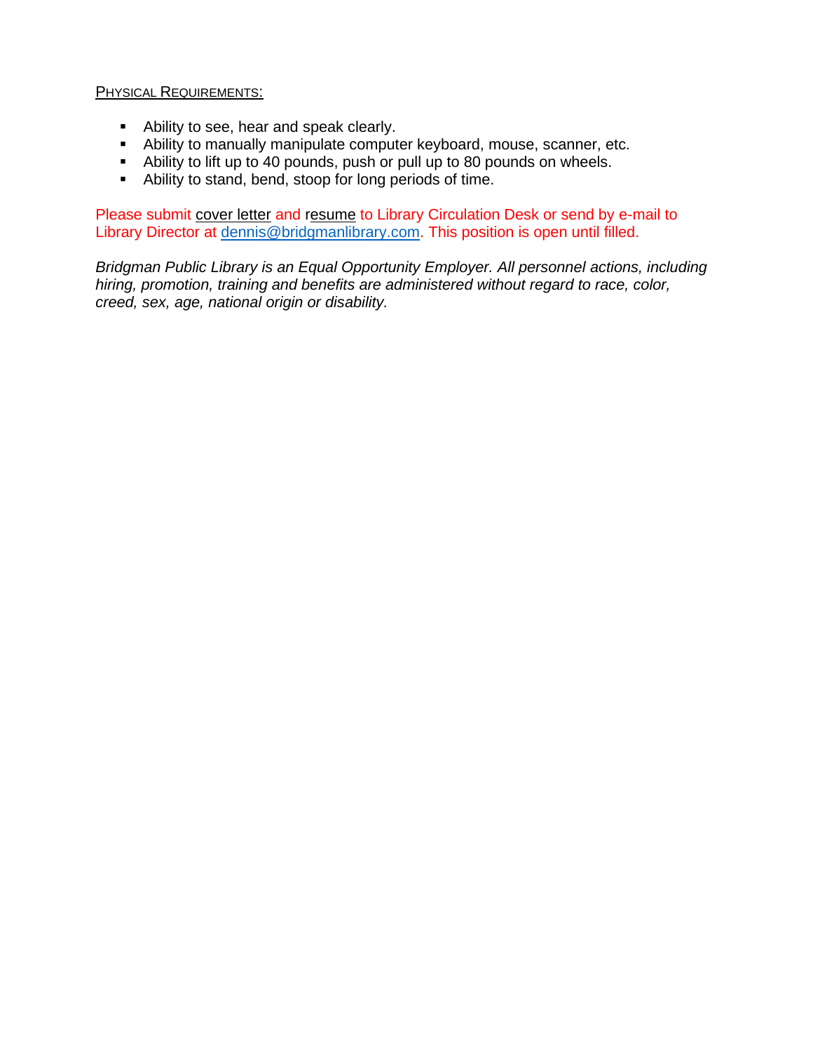PHYSICAL REQUIREMENTS:

- Ability to see, hear and speak clearly.
- Ability to manually manipulate computer keyboard, mouse, scanner, etc.
- Ability to lift up to 40 pounds, push or pull up to 80 pounds on wheels.
- Ability to stand, bend, stoop for long periods of time.

Please submit cover letter and resume to Library Circulation Desk or send by e-mail to Library Director at dennis@bridgmanlibrary.com. This position is open until filled.

*Bridgman Public Library is an Equal Opportunity Employer. All personnel actions, including hiring, promotion, training and benefits are administered without regard to race, color, creed, sex, age, national origin or disability.*